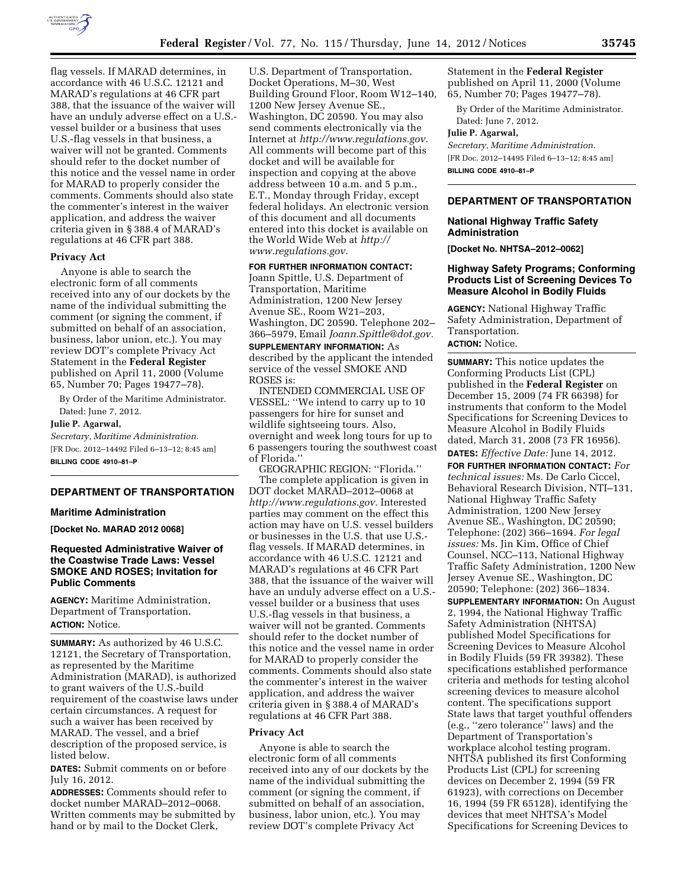flag vessels. If MARAD determines, in accordance with 46 U.S.C. 12121 and MARAD's regulations at 46 CFR part 388, that the issuance of the waiver will have an unduly adverse effect on a U.S.-vessel builder or a business that uses U.S.-flag vessels in that business, a waiver will not be granted. Comments should refer to the docket number of this notice and the vessel name in order for MARAD to properly consider the comments. Comments should also state the commenter's interest in the waiver application, and address the waiver criteria given in § 388.4 of MARAD's regulations at 46 CFR part 388.

## Privacy Act

Anyone is able to search the electronic form of all comments received into any of our dockets by the name of the individual submitting the comment (or signing the comment, if submitted on behalf of an association, business, labor union, etc.). You may review DOT's complete Privacy Act Statement in the **Federal Register** published on April 11, 2000 (Volume 65, Number 70; Pages 19477–78).

By Order of the Maritime Administrator.

Dated: June 7, 2012.

**Julie P. Agarwal,**

*Secretary, Maritime Administration.*

[FR Doc. 2012–14492 Filed 6–13–12; 8:45 am]

**BILLING CODE 4910–81–P**

## DEPARTMENT OF TRANSPORTATION

### Maritime Administration

**[Docket No. MARAD 2012 0068]**

### Requested Administrative Waiver of the Coastwise Trade Laws: Vessel SMOKE AND ROSES; Invitation for Public Comments

**AGENCY:** Maritime Administration, Department of Transportation.

**ACTION:** Notice.

**SUMMARY:** As authorized by 46 U.S.C. 12121, the Secretary of Transportation, as represented by the Maritime Administration (MARAD), is authorized to grant waivers of the U.S.-build requirement of the coastwise laws under certain circumstances. A request for such a waiver has been received by MARAD. The vessel, and a brief description of the proposed service, is listed below.

**DATES:** Submit comments on or before July 16, 2012.

**ADDRESSES:** Comments should refer to docket number MARAD–2012–0068. Written comments may be submitted by hand or by mail to the Docket Clerk, U.S. Department of Transportation, Docket Operations, M–30, West Building Ground Floor, Room W12–140, 1200 New Jersey Avenue SE., Washington, DC 20590. You may also send comments electronically via the Internet at *http://www.regulations.gov*. All comments will become part of this docket and will be available for inspection and copying at the above address between 10 a.m. and 5 p.m., E.T., Monday through Friday, except federal holidays. An electronic version of this document and all documents entered into this docket is available on the World Wide Web at *http://www.regulations.gov*.

**FOR FURTHER INFORMATION CONTACT:** Joann Spittle, U.S. Department of Transportation, Maritime Administration, 1200 New Jersey Avenue SE., Room W21–203, Washington, DC 20590. Telephone 202–366–5979, Email *Joann.Spittle@dot.gov*.

**SUPPLEMENTARY INFORMATION:** As described by the applicant the intended service of the vessel SMOKE AND ROSES is:

INTENDED COMMERCIAL USE OF VESSEL: ''We intend to carry up to 10 passengers for hire for sunset and wildlife sightseeing tours. Also, overnight and week long tours for up to 6 passengers touring the southwest coast of Florida.''

GEOGRAPHIC REGION: ''Florida.''

The complete application is given in DOT docket MARAD–2012–0068 at *http://www.regulations.gov*. Interested parties may comment on the effect this action may have on U.S. vessel builders or businesses in the U.S. that use U.S.-flag vessels. If MARAD determines, in accordance with 46 U.S.C. 12121 and MARAD's regulations at 46 CFR Part 388, that the issuance of the waiver will have an unduly adverse effect on a U.S.-vessel builder or a business that uses U.S.-flag vessels in that business, a waiver will not be granted. Comments should refer to the docket number of this notice and the vessel name in order for MARAD to properly consider the comments. Comments should also state the commenter's interest in the waiver application, and address the waiver criteria given in § 388.4 of MARAD's regulations at 46 CFR Part 388.

## Privacy Act

Anyone is able to search the electronic form of all comments received into any of our dockets by the name of the individual submitting the comment (or signing the comment, if submitted on behalf of an association, business, labor union, etc.). You may review DOT's complete Privacy Act Statement in the **Federal Register** published on April 11, 2000 (Volume 65, Number 70; Pages 19477–78).

By Order of the Maritime Administrator.

Dated: June 7, 2012.

**Julie P. Agarwal,**

*Secretary, Maritime Administration.*

[FR Doc. 2012–14495 Filed 6–13–12; 8:45 am]

**BILLING CODE 4910–81–P**

## DEPARTMENT OF TRANSPORTATION

### National Highway Traffic Safety Administration

**[Docket No. NHTSA–2012–0062]**

### Highway Safety Programs; Conforming Products List of Screening Devices To Measure Alcohol in Bodily Fluids

**AGENCY:** National Highway Traffic Safety Administration, Department of Transportation.

**ACTION:** Notice.

**SUMMARY:** This notice updates the Conforming Products List (CPL) published in the **Federal Register** on December 15, 2009 (74 FR 66398) for instruments that conform to the Model Specifications for Screening Devices to Measure Alcohol in Bodily Fluids dated, March 31, 2008 (73 FR 16956).

**DATES:** *Effective Date:* June 14, 2012.

**FOR FURTHER INFORMATION CONTACT:** *For technical issues:* Ms. De Carlo Ciccel, Behavioral Research Division, NTI–131, National Highway Traffic Safety Administration, 1200 New Jersey Avenue SE., Washington, DC 20590; Telephone: (202) 366–1694. *For legal issues:* Ms. Jin Kim, Office of Chief Counsel, NCC–113, National Highway Traffic Safety Administration, 1200 New Jersey Avenue SE., Washington, DC 20590; Telephone: (202) 366–1834.

**SUPPLEMENTARY INFORMATION:** On August 2, 1994, the National Highway Traffic Safety Administration (NHTSA) published Model Specifications for Screening Devices to Measure Alcohol in Bodily Fluids (59 FR 39382). These specifications established performance criteria and methods for testing alcohol screening devices to measure alcohol content. The specifications support State laws that target youthful offenders (e.g., ''zero tolerance'' laws) and the Department of Transportation's workplace alcohol testing program. NHTSA published its first Conforming Products List (CPL) for screening devices on December 2, 1994 (59 FR 61923), with corrections on December 16, 1994 (59 FR 65128), identifying the devices that meet NHTSA's Model Specifications for Screening Devices to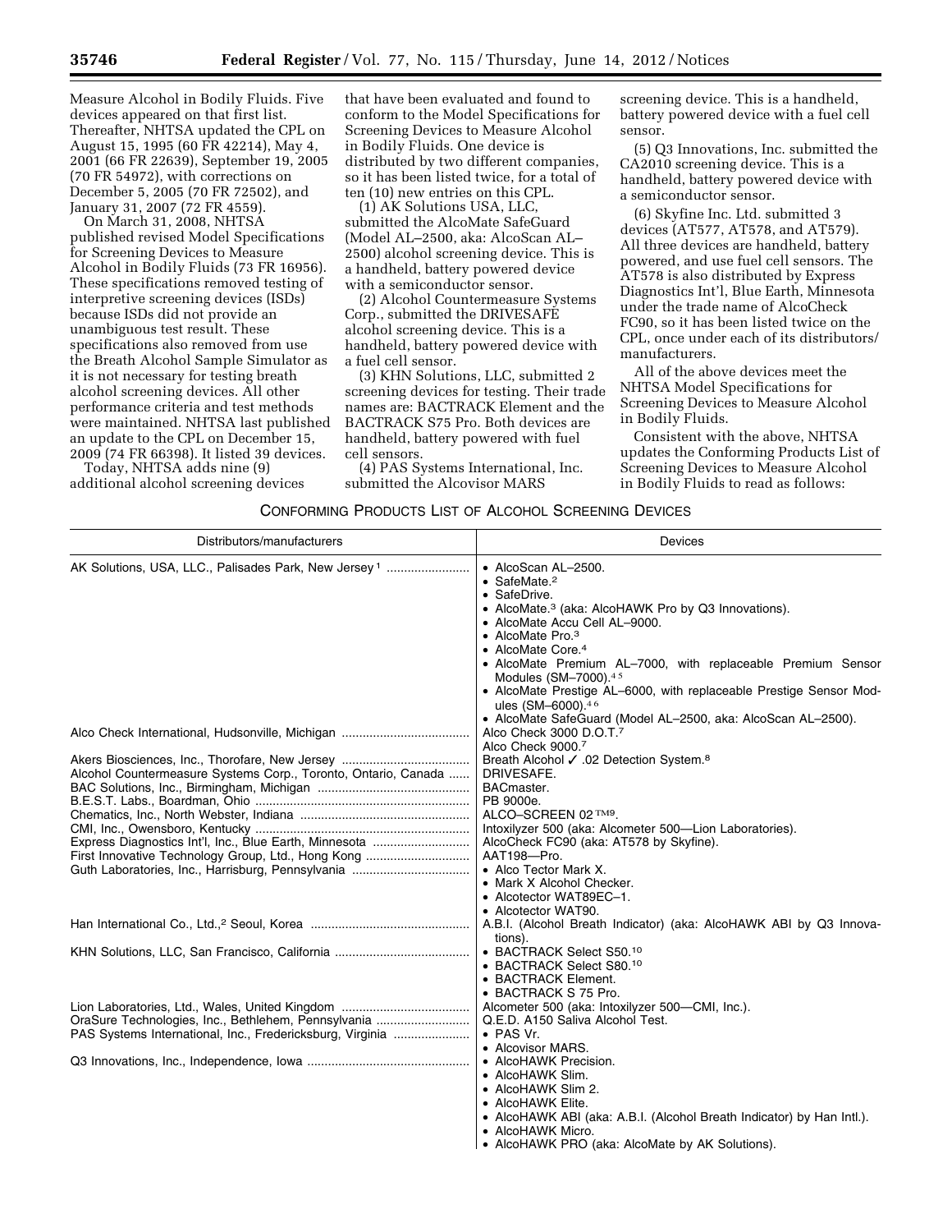Measure Alcohol in Bodily Fluids. Five devices appeared on that first list. Thereafter, NHTSA updated the CPL on August 15, 1995 (60 FR 42214), May 4, 2001 (66 FR 22639), September 19, 2005 (70 FR 54972), with corrections on December 5, 2005 (70 FR 72502), and January 31, 2007 (72 FR 4559).

On March 31, 2008, NHTSA published revised Model Specifications for Screening Devices to Measure Alcohol in Bodily Fluids (73 FR 16956). These specifications removed testing of interpretive screening devices (ISDs) because ISDs did not provide an unambiguous test result. These specifications also removed from use the Breath Alcohol Sample Simulator as it is not necessary for testing breath alcohol screening devices. All other performance criteria and test methods were maintained. NHTSA last published an update to the CPL on December 15, 2009 (74 FR 66398). It listed 39 devices.

Today, NHTSA adds nine (9) additional alcohol screening devices that have been evaluated and found to conform to the Model Specifications for Screening Devices to Measure Alcohol in Bodily Fluids. One device is distributed by two different companies, so it has been listed twice, for a total of ten (10) new entries on this CPL.

(1) AK Solutions USA, LLC, submitted the AlcoMate SafeGuard (Model AL–2500, aka: AlcoScan AL–2500) alcohol screening device. This is a handheld, battery powered device with a semiconductor sensor.

(2) Alcohol Countermeasure Systems Corp., submitted the DRIVESAFE alcohol screening device. This is a handheld, battery powered device with a fuel cell sensor.

(3) KHN Solutions, LLC, submitted 2 screening devices for testing. Their trade names are: BACTRACK Element and the BACTRACK S75 Pro. Both devices are handheld, battery powered with fuel cell sensors.

(4) PAS Systems International, Inc. submitted the Alcovisor MARS screening device. This is a handheld, battery powered device with a fuel cell sensor.

(5) Q3 Innovations, Inc. submitted the CA2010 screening device. This is a handheld, battery powered device with a semiconductor sensor.

(6) Skyfine Inc. Ltd. submitted 3 devices (AT577, AT578, and AT579). All three devices are handheld, battery powered, and use fuel cell sensors. The AT578 is also distributed by Express Diagnostics Int'l, Blue Earth, Minnesota under the trade name of AlcoCheck FC90, so it has been listed twice on the CPL, once under each of its distributors/manufacturers.

All of the above devices meet the NHTSA Model Specifications for Screening Devices to Measure Alcohol in Bodily Fluids.

Consistent with the above, NHTSA updates the Conforming Products List of Screening Devices to Measure Alcohol in Bodily Fluids to read as follows:

CONFORMING PRODUCTS LIST OF ALCOHOL SCREENING DEVICES

| Distributors/manufacturers | Devices |
|---|---|
| AK Solutions, USA, LLC., Palisades Park, New Jersey [1] | • AlcoScan AL–2500.<br>• SafeMate.[2]<br>• SafeDrive.<br>• AlcoMate.[3] (aka: AlcoHAWK Pro by Q3 Innovations).<br>• AlcoMate Accu Cell AL–9000.<br>• AlcoMate Pro.[3]<br>• AlcoMate Core.[4]<br>• AlcoMate Premium AL–7000, with replaceable Premium Sensor Modules (SM–7000).[4,5]<br>• AlcoMate Prestige AL–6000, with replaceable Prestige Sensor Modules (SM–6000).[4,6]<br>• AlcoMate SafeGuard (Model AL–2500, aka: AlcoScan AL–2500). |
| Alco Check International, Hudsonville, Michigan | Alco Check 3000 D.O.T.[7]<br>Alco Check 9000.[7] |
| Akers Biosciences, Inc., Thorofare, New Jersey | Breath Alcohol ✓ .02 Detection System.[8] |
| Alcohol Countermeasure Systems Corp., Toronto, Ontario, Canada | DRIVESAFE. |
| BAC Solutions, Inc., Birmingham, Michigan | BACmaster. |
| B.E.S.T. Labs., Boardman, Ohio | PB 9000e. |
| Chematics, Inc., North Webster, Indiana | ALCO–SCREEN 02 ™[9]. |
| CMI, Inc., Owensboro, Kentucky | Intoxilyzer 500 (aka: Alcometer 500—Lion Laboratories). |
| Express Diagnostics Int'l, Inc., Blue Earth, Minnesota | AlcoCheck FC90 (aka: AT578 by Skyfine). |
| First Innovative Technology Group, Ltd., Hong Kong | AAT198—Pro. |
| Guth Laboratories, Inc., Harrisburg, Pennsylvania | • Alco Tector Mark X.<br>• Mark X Alcohol Checker.<br>• Alcotector WAT89EC–1.<br>• Alcotector WAT90. |
| Han International Co., Ltd.,[2] Seoul, Korea | A.B.I. (Alcohol Breath Indicator) (aka: AlcoHAWK ABI by Q3 Innovations). |
| KHN Solutions, LLC, San Francisco, California | • BACTRACK Select S50.[10]<br>• BACTRACK Select S80.[10]<br>• BACTRACK Element.<br>• BACTRACK S 75 Pro. |
| Lion Laboratories, Ltd., Wales, United Kingdom | Alcometer 500 (aka: Intoxilyzer 500—CMI, Inc.). |
| OraSure Technologies, Inc., Bethlehem, Pennsylvania | Q.E.D. A150 Saliva Alcohol Test. |
| PAS Systems International, Inc., Fredericksburg, Virginia | • PAS Vr.<br>• Alcovisor MARS. |
| Q3 Innovations, Inc., Independence, Iowa | • AlcoHAWK Precision.<br>• AlcoHAWK Slim.<br>• AlcoHAWK Slim 2.<br>• AlcoHAWK Elite.<br>• AlcoHAWK ABI (aka: A.B.I. (Alcohol Breath Indicator) by Han Intl.).<br>• AlcoHAWK Micro.<br>• AlcoHAWK PRO (aka: AlcoMate by AK Solutions). |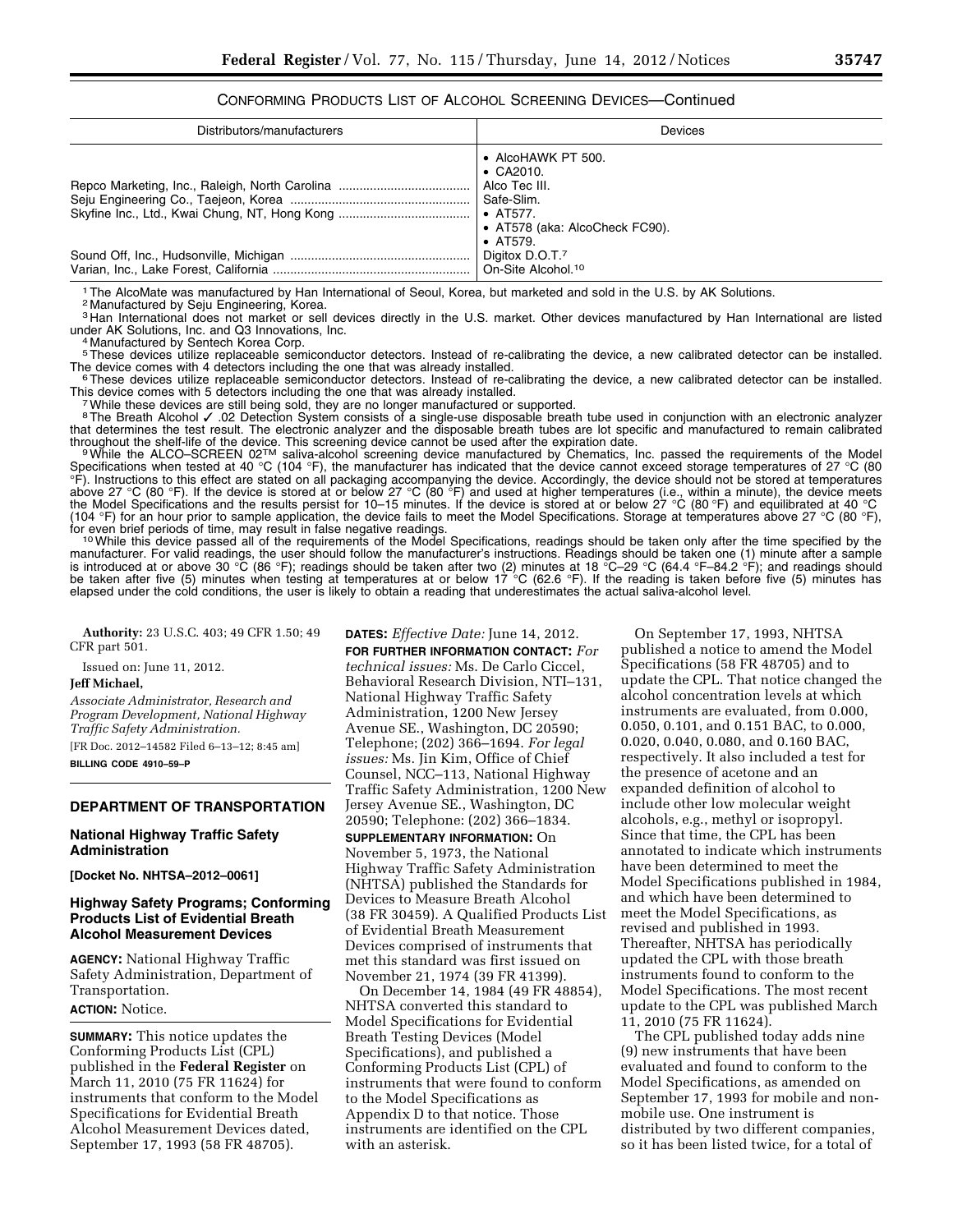## CONFORMING PRODUCTS LIST OF ALCOHOL SCREENING DEVICES—Continued

| Distributors/manufacturers | Devices |
|---|---|
| | • AlcoHAWK PT 500. |
| | • CA2010. |
| Repco Marketing, Inc., Raleigh, North Carolina | Alco Tec III. |
| Seju Engineering Co., Taejeon, Korea | Safe-Slim. |
| Skyfine Inc., Ltd., Kwai Chung, NT, Hong Kong | • AT577. |
| | • AT578 (aka: AlcoCheck FC90). |
| | • AT579. |
| Sound Off, Inc., Hudsonville, Michigan | Digitox D.O.T.[7] |
| Varian, Inc., Lake Forest, California | On-Site Alcohol.[10] |

[1] The AlcoMate was manufactured by Han International of Seoul, Korea, but marketed and sold in the U.S. by AK Solutions.

[2] Manufactured by Seju Engineering, Korea.

[3] Han International does not market or sell devices directly in the U.S. market. Other devices manufactured by Han International are listed under AK Solutions, Inc. and Q3 Innovations, Inc.

[4] Manufactured by Sentech Korea Corp.

[5] These devices utilize replaceable semiconductor detectors. Instead of re-calibrating the device, a new calibrated detector can be installed. The device comes with 4 detectors including the one that was already installed.

[6] These devices utilize replaceable semiconductor detectors. Instead of re-calibrating the device, a new calibrated detector can be installed. This device comes with 5 detectors including the one that was already installed.

[7] While these devices are still being sold, they are no longer manufactured or supported.

[8] The Breath Alcohol ✓ .02 Detection System consists of a single-use disposable breath tube used in conjunction with an electronic analyzer that determines the test result. The electronic analyzer and the disposable breath tubes are lot specific and manufactured to remain calibrated throughout the shelf-life of the device. This screening device cannot be used after the expiration date.

[9] While the ALCO–SCREEN 02™ saliva-alcohol screening device manufactured by Chematics, Inc. passed the requirements of the Model Specifications when tested at 40 °C (104 °F), the manufacturer has indicated that the device cannot exceed storage temperatures of 27 °C (80 °F). Instructions to this effect are stated on all packaging accompanying the device. Accordingly, the device should not be stored at temperatures above 27 °C (80 °F). If the device is stored at or below 27 °C (80 °F) and used at higher temperatures (i.e., within a minute), the device meets the Model Specifications and the results persist for 10–15 minutes. If the device is stored at or below 27 °C (80 °F) and equilibrated at 40 °C (104 °F) for an hour prior to sample application, the device fails to meet the Model Specifications. Storage at temperatures above 27 °C (80 °F), for even brief periods of time, may result in false negative readings.

[10] While this device passed all of the requirements of the Model Specifications, readings should be taken only after the time specified by the manufacturer. For valid readings, the user should follow the manufacturer's instructions. Readings should be taken one (1) minute after a sample is introduced at or above 30 °C (86 °F); readings should be taken after two (2) minutes at 18 °C–29 °C (64.4 °F–84.2 °F); and readings should be taken after five (5) minutes when testing at temperatures at or below 17 °C (62.6 °F). If the reading is taken before five (5) minutes has elapsed under the cold conditions, the user is likely to obtain a reading that underestimates the actual saliva-alcohol level.

**Authority:** 23 U.S.C. 403; 49 CFR 1.50; 49 CFR part 501.

Issued on: June 11, 2012.

**Jeff Michael,**

*Associate Administrator, Research and Program Development, National Highway Traffic Safety Administration.*

[FR Doc. 2012–14582 Filed 6–13–12; 8:45 am]

**BILLING CODE 4910–59–P**

## DEPARTMENT OF TRANSPORTATION

### National Highway Traffic Safety Administration

**[Docket No. NHTSA–2012–0061]**

### Highway Safety Programs; Conforming Products List of Evidential Breath Alcohol Measurement Devices

**AGENCY:** National Highway Traffic Safety Administration, Department of Transportation.

**ACTION:** Notice.

**SUMMARY:** This notice updates the Conforming Products List (CPL) published in the **Federal Register** on March 11, 2010 (75 FR 11624) for instruments that conform to the Model Specifications for Evidential Breath Alcohol Measurement Devices dated, September 17, 1993 (58 FR 48705).

**DATES:** *Effective Date:* June 14, 2012.

**FOR FURTHER INFORMATION CONTACT:** *For technical issues:* Ms. De Carlo Ciccel, Behavioral Research Division, NTI–131, National Highway Traffic Safety Administration, 1200 New Jersey Avenue SE., Washington, DC 20590; Telephone: (202) 366–1694. *For legal issues:* Ms. Jin Kim, Office of Chief Counsel, NCC–113, National Highway Traffic Safety Administration, 1200 New Jersey Avenue SE., Washington, DC 20590; Telephone: (202) 366–1834.

**SUPPLEMENTARY INFORMATION:** On November 5, 1973, the National Highway Traffic Safety Administration (NHTSA) published the Standards for Devices to Measure Breath Alcohol (38 FR 30459). A Qualified Products List of Evidential Breath Measurement Devices comprised of instruments that met this standard was first issued on November 21, 1974 (39 FR 41399).

On December 14, 1984 (49 FR 48854), NHTSA converted this standard to Model Specifications for Evidential Breath Testing Devices (Model Specifications), and published a Conforming Products List (CPL) of instruments that were found to conform to the Model Specifications as Appendix D to that notice. Those instruments are identified on the CPL with an asterisk.

On September 17, 1993, NHTSA published a notice to amend the Model Specifications (58 FR 48705) and to update the CPL. That notice changed the alcohol concentration levels at which instruments are evaluated, from 0.000, 0.050, 0.101, and 0.151 BAC, to 0.000, 0.020, 0.040, 0.080, and 0.160 BAC, respectively. It also included a test for the presence of acetone and an expanded definition of alcohol to include other low molecular weight alcohols, e.g., methyl or isopropyl. Since that time, the CPL has been annotated to indicate which instruments have been determined to meet the Model Specifications published in 1984, and which have been determined to meet the Model Specifications, as revised and published in 1993. Thereafter, NHTSA has periodically updated the CPL with those breath instruments found to conform to the Model Specifications. The most recent update to the CPL was published March 11, 2010 (75 FR 11624).

The CPL published today adds nine (9) new instruments that have been evaluated and found to conform to the Model Specifications, as amended on September 17, 1993 for mobile and non-mobile use. One instrument is distributed by two different companies, so it has been listed twice, for a total of